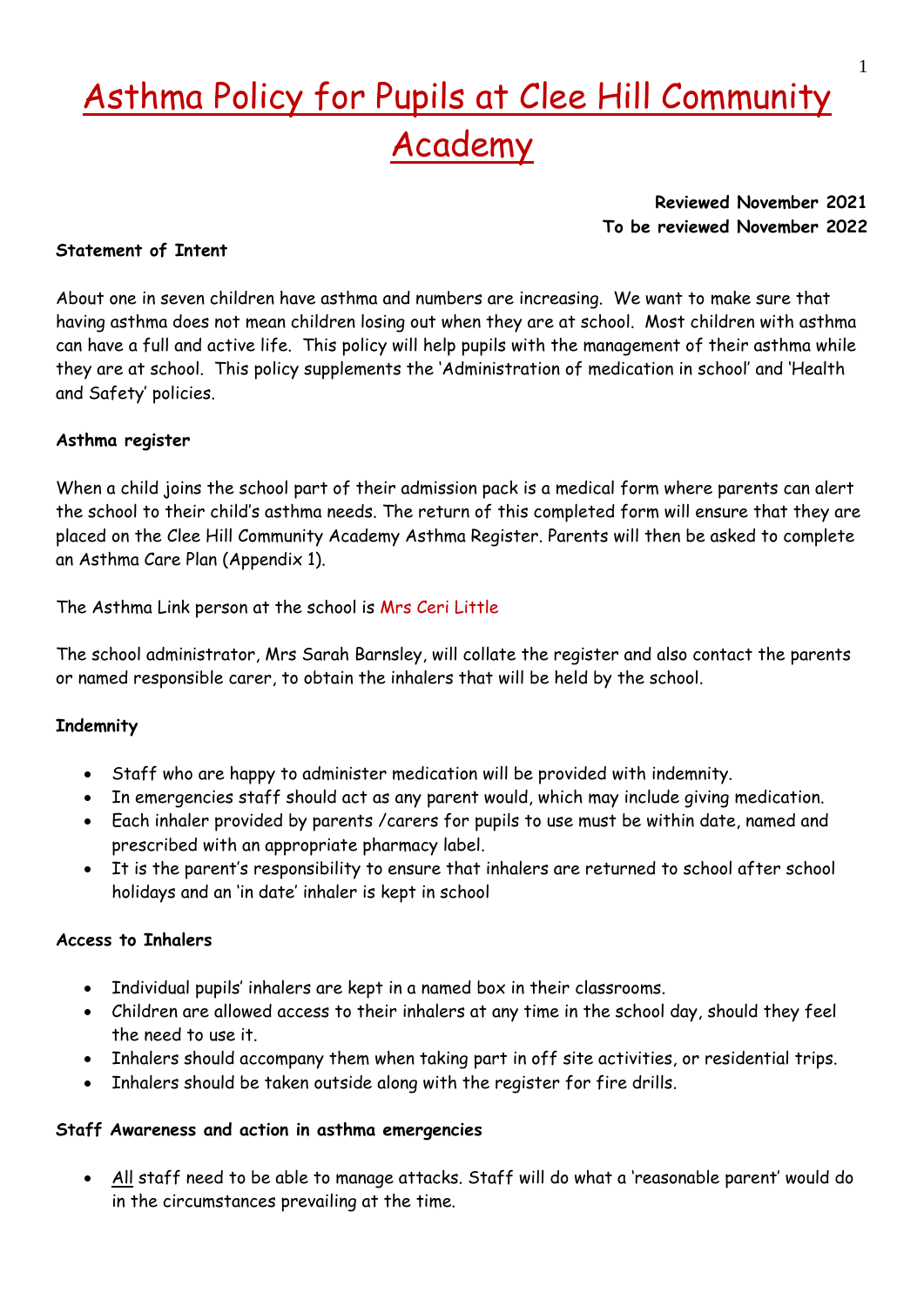# Asthma Policy for Pupils at Clee Hill Community Academy

**Reviewed November 2021**
**To be reviewed November 2022**

**Statement of Intent**

About one in seven children have asthma and numbers are increasing. We want to make sure that having asthma does not mean children losing out when they are at school. Most children with asthma can have a full and active life. This policy will help pupils with the management of their asthma while they are at school. This policy supplements the 'Administration of medication in school' and 'Health and Safety' policies.

**Asthma register**

When a child joins the school part of their admission pack is a medical form where parents can alert the school to their child's asthma needs. The return of this completed form will ensure that they are placed on the Clee Hill Community Academy Asthma Register. Parents will then be asked to complete an Asthma Care Plan (Appendix 1).

The Asthma Link person at the school is Mrs Ceri Little

The school administrator, Mrs Sarah Barnsley, will collate the register and also contact the parents or named responsible carer, to obtain the inhalers that will be held by the school.

**Indemnity**

- Staff who are happy to administer medication will be provided with indemnity.
- In emergencies staff should act as any parent would, which may include giving medication.
- Each inhaler provided by parents /carers for pupils to use must be within date, named and prescribed with an appropriate pharmacy label.
- It is the parent's responsibility to ensure that inhalers are returned to school after school holidays and an 'in date' inhaler is kept in school

**Access to Inhalers**

- Individual pupils' inhalers are kept in a named box in their classrooms.
- Children are allowed access to their inhalers at any time in the school day, should they feel the need to use it.
- Inhalers should accompany them when taking part in off site activities, or residential trips.
- Inhalers should be taken outside along with the register for fire drills.

**Staff Awareness and action in asthma emergencies**

- All staff need to be able to manage attacks. Staff will do what a 'reasonable parent' would do in the circumstances prevailing at the time.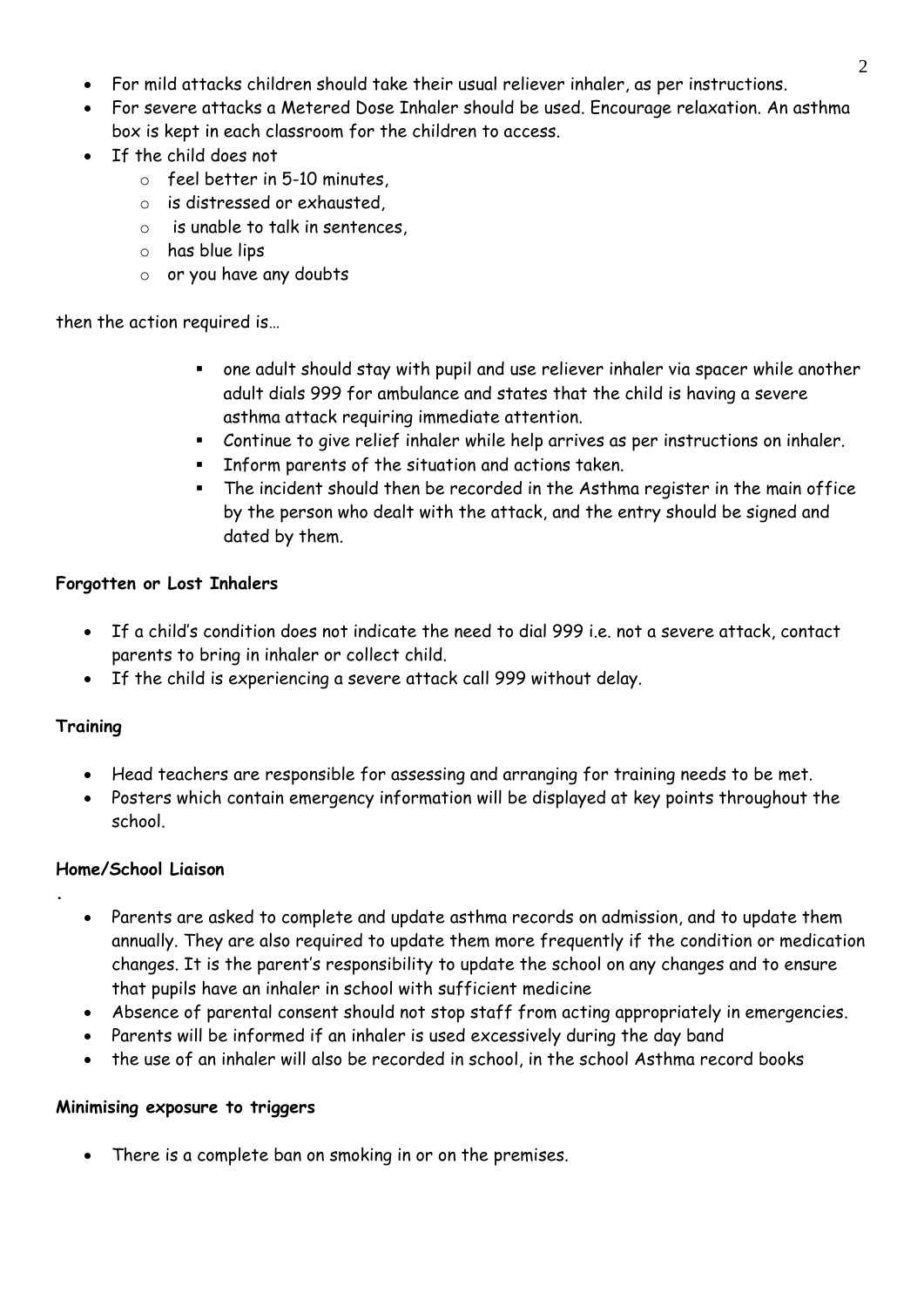- For mild attacks children should take their usual reliever inhaler, as per instructions.
- For severe attacks a Metered Dose Inhaler should be used. Encourage relaxation. An asthma box is kept in each classroom for the children to access.
- If the child does not
  - feel better in 5-10 minutes,
  - is distressed or exhausted,
  - is unable to talk in sentences,
  - has blue lips
  - or you have any doubts

then the action required is…

- one adult should stay with pupil and use reliever inhaler via spacer while another adult dials 999 for ambulance and states that the child is having a severe asthma attack requiring immediate attention.
- Continue to give relief inhaler while help arrives as per instructions on inhaler.
- Inform parents of the situation and actions taken.
- The incident should then be recorded in the Asthma register in the main office by the person who dealt with the attack, and the entry should be signed and dated by them.

**Forgotten or Lost Inhalers**

- If a child's condition does not indicate the need to dial 999 i.e. not a severe attack, contact parents to bring in inhaler or collect child.
- If the child is experiencing a severe attack call 999 without delay.

**Training**

- Head teachers are responsible for assessing and arranging for training needs to be met.
- Posters which contain emergency information will be displayed at key points throughout the school.

**Home/School Liaison**

.

- Parents are asked to complete and update asthma records on admission, and to update them annually. They are also required to update them more frequently if the condition or medication changes. It is the parent's responsibility to update the school on any changes and to ensure that pupils have an inhaler in school with sufficient medicine
- Absence of parental consent should not stop staff from acting appropriately in emergencies.
- Parents will be informed if an inhaler is used excessively during the day band
- the use of an inhaler will also be recorded in school, in the school Asthma record books

**Minimising exposure to triggers**

- There is a complete ban on smoking in or on the premises.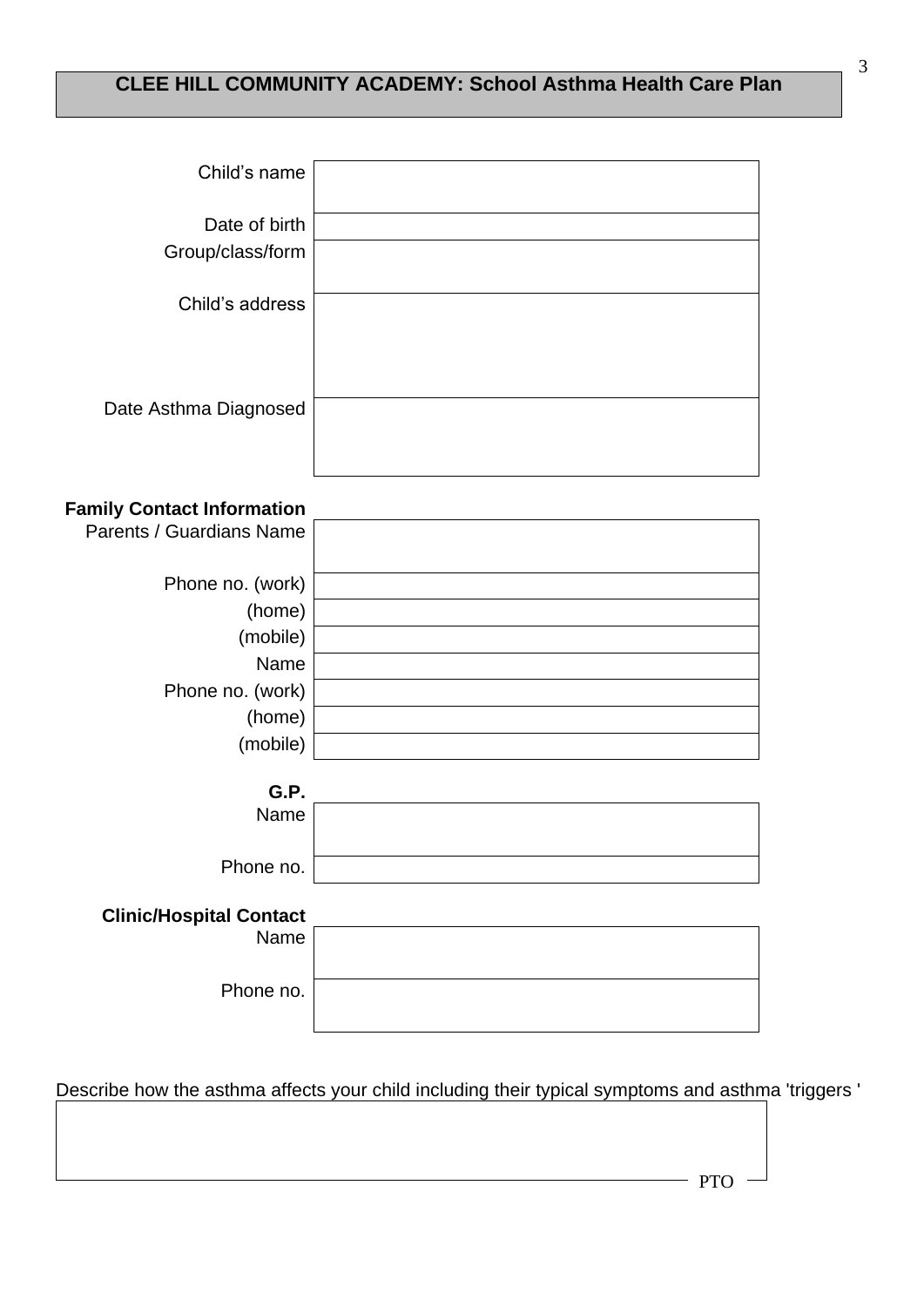# CLEE HILL COMMUNITY ACADEMY: School Asthma Health Care Plan

| | |
|---:|---|
| Child's name | |
| Date of birth | |
| Group/class/form | |
| Child's address | |
| Date Asthma Diagnosed | |

**Family Contact Information**

| | |
|---:|---|
| Parents / Guardians Name | |
| Phone no. (work) | |
| (home) | |
| (mobile) | |
| Name | |
| Phone no. (work) | |
| (home) | |
| (mobile) | |

**G.P.**

| | |
|---:|---|
| Name | |
| Phone no. | |

**Clinic/Hospital Contact**

| | |
|---:|---|
| Name | |
| Phone no. | |

Describe how the asthma affects your child including their typical symptoms and asthma 'triggers '

| |
|---|
| |

PTO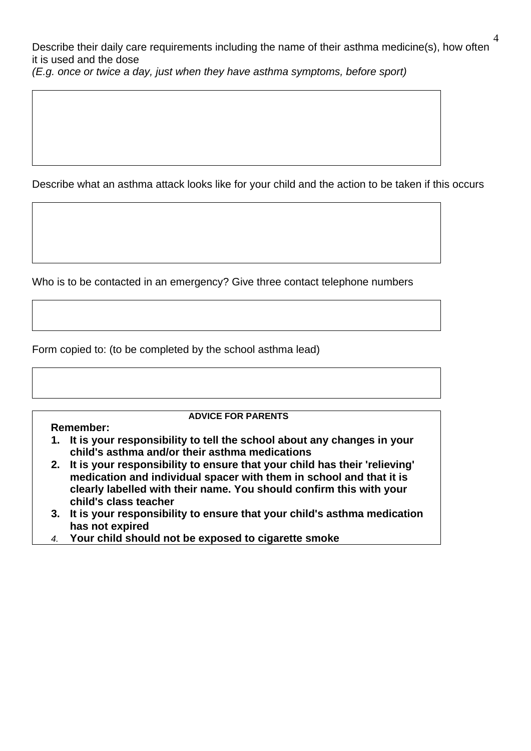Describe their daily care requirements including the name of their asthma medicine(s), how often it is used and the dose
*(E.g. once or twice a day, just when they have asthma symptoms, before sport)*

Describe what an asthma attack looks like for your child and the action to be taken if this occurs

Who is to be contacted in an emergency? Give three contact telephone numbers

Form copied to: (to be completed by the school asthma lead)

**ADVICE FOR PARENTS**

**Remember:**

1. **It is your responsibility to tell the school about any changes in your child's asthma and/or their asthma medications**
2. **It is your responsibility to ensure that your child has their 'relieving' medication and individual spacer with them in school and that it is clearly labelled with their name. You should confirm this with your child's class teacher**
3. **It is your responsibility to ensure that your child's asthma medication has not expired**
4. **Your child should not be exposed to cigarette smoke**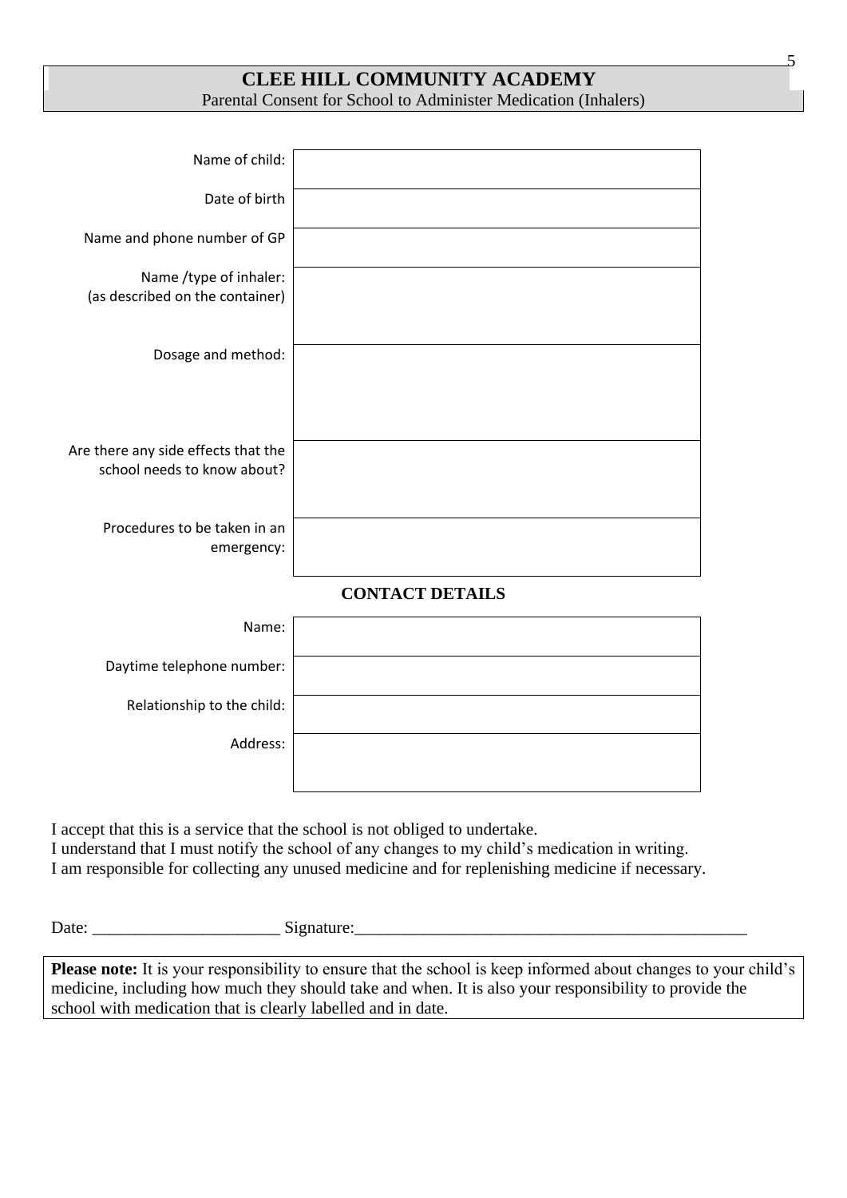# CLEE HILL COMMUNITY ACADEMY

Parental Consent for School to Administer Medication (Inhalers)

| | |
|---|---|
| Name of child: | |
| Date of birth | |
| Name and phone number of GP | |
| Name /type of inhaler: (as described on the container) | |
| Dosage and method: | |
| Are there any side effects that the school needs to know about? | |
| Procedures to be taken in an emergency: | |

**CONTACT DETAILS**

| | |
|---|---|
| Name: | |
| Daytime telephone number: | |
| Relationship to the child: | |
| Address: | |

I accept that this is a service that the school is not obliged to undertake.
I understand that I must notify the school of any changes to my child's medication in writing.
I am responsible for collecting any unused medicine and for replenishing medicine if necessary.

Date: ______________________ Signature:_______________________________________________

**Please note:** It is your responsibility to ensure that the school is keep informed about changes to your child's medicine, including how much they should take and when. It is also your responsibility to provide the school with medication that is clearly labelled and in date.